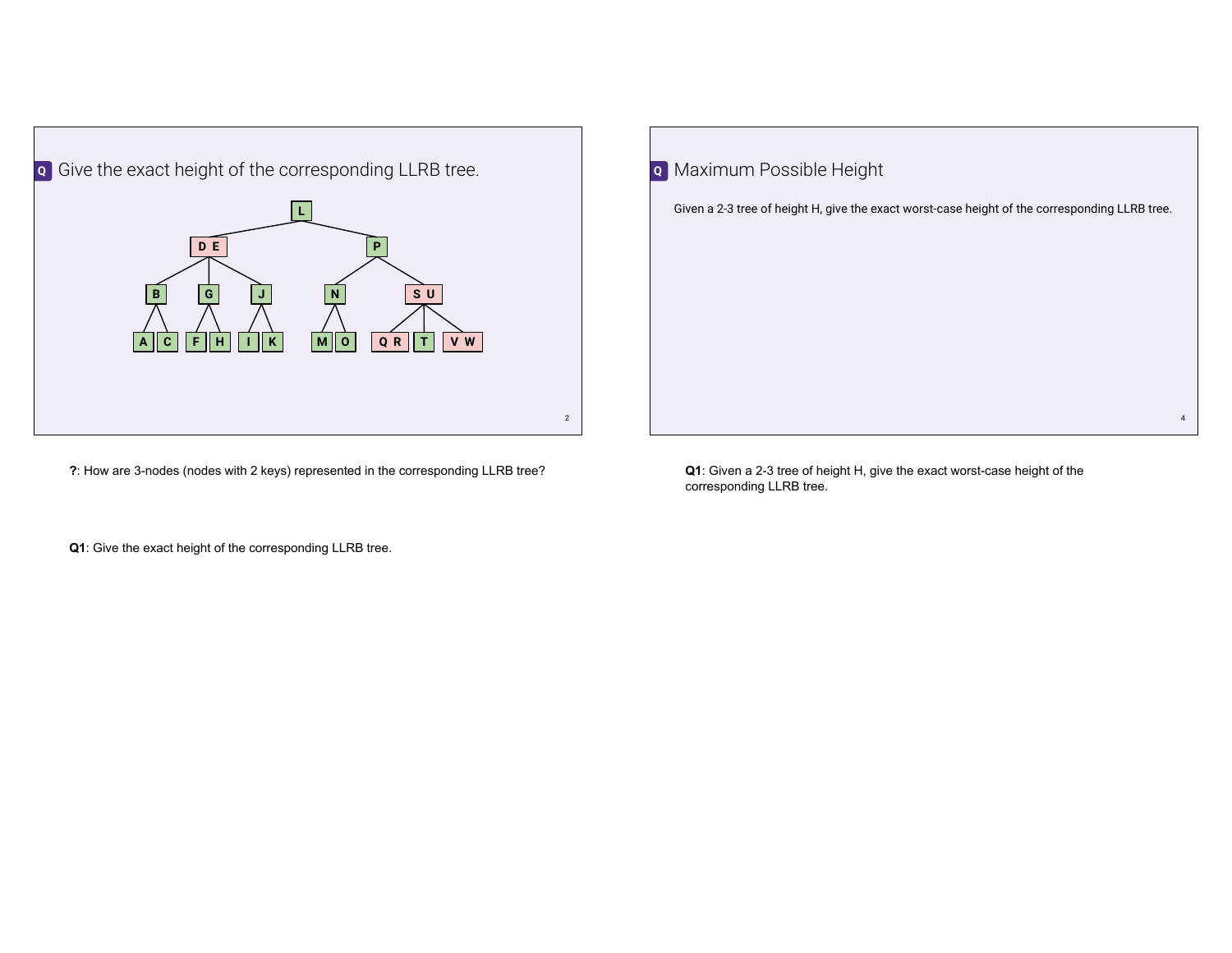## Give the exact height of the corresponding LLRB tree.

```
                    L
          /                  \
       D E                    P
     /  |  \                /    \
    B   G   J              N      S U
   / \ / \ / \            / \   /  |  \
  A  C F H I  K          M   O Q R  T  V W
```

**?**: How are 3-nodes (nodes with 2 keys) represented in the corresponding LLRB tree?

**Q1**: Give the exact height of the corresponding LLRB tree.

## Maximum Possible Height

Given a 2-3 tree of height H, give the exact worst-case height of the corresponding LLRB tree.

**Q1**: Given a 2-3 tree of height H, give the exact worst-case height of the corresponding LLRB tree.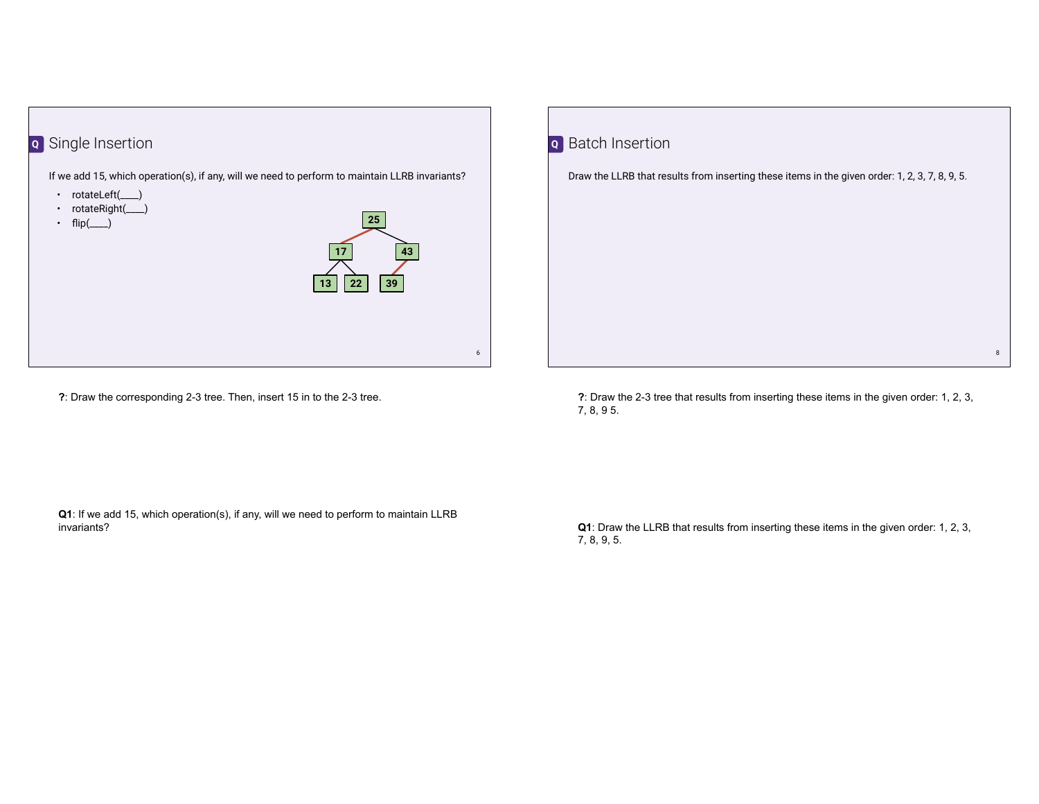## Single Insertion

If we add 15, which operation(s), if any, will we need to perform to maintain LLRB invariants?

- rotateLeft(____)
- rotateRight(____)
- flip(____)

25

17 43

13 22 39

**?**: Draw the corresponding 2-3 tree. Then, insert 15 in to the 2-3 tree.

**Q1**: If we add 15, which operation(s), if any, will we need to perform to maintain LLRB invariants?

## Batch Insertion

Draw the LLRB that results from inserting these items in the given order: 1, 2, 3, 7, 8, 9, 5.

**?**: Draw the 2-3 tree that results from inserting these items in the given order: 1, 2, 3, 7, 8, 9 5.

**Q1**: Draw the LLRB that results from inserting these items in the given order: 1, 2, 3, 7, 8, 9, 5.